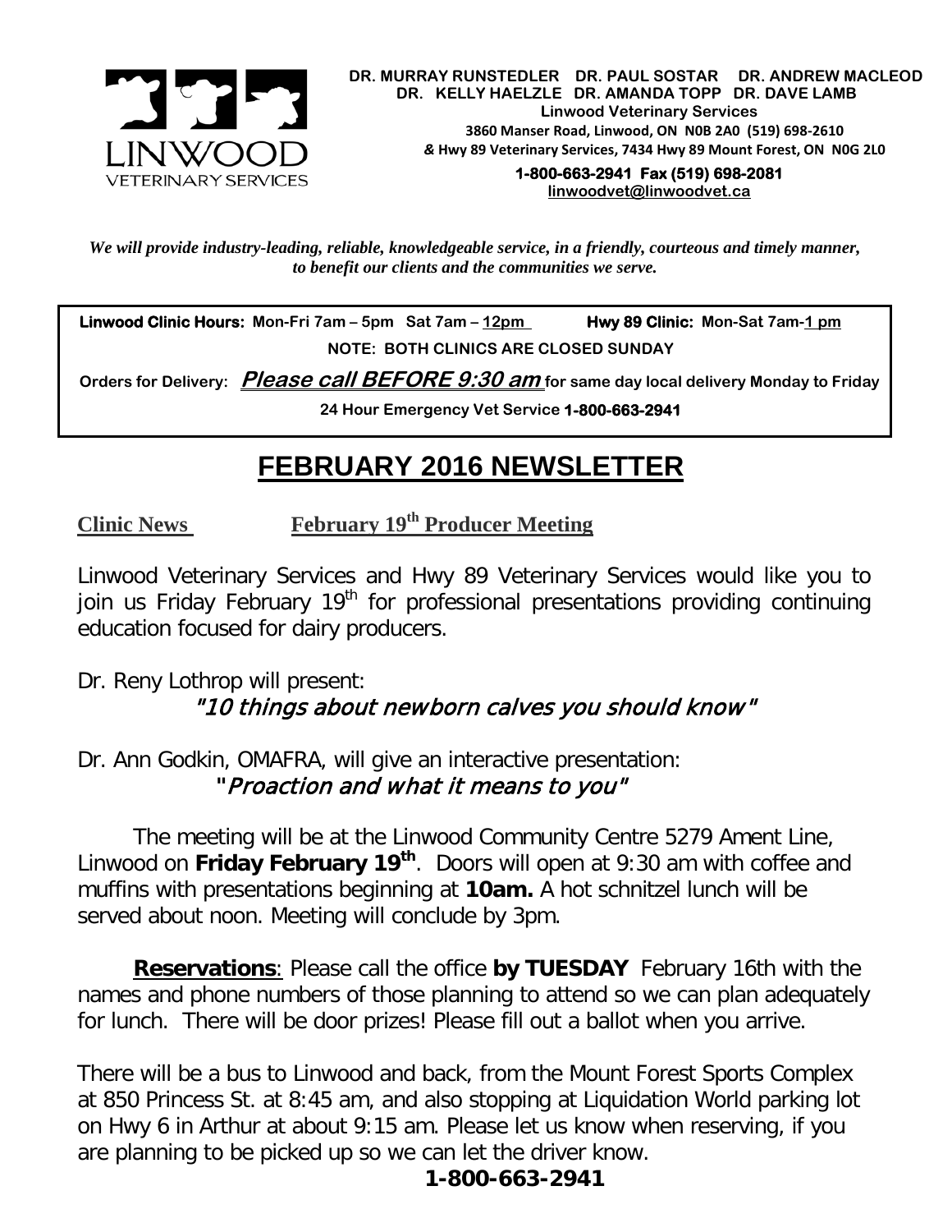LINWOOD
VETERINARY SERVICES

**DR. MURRAY RUNSTEDLER DR. PAUL SOSTAR DR. ANDREW MACLEOD**
**DR. KELLY HAELZLE DR. AMANDA TOPP DR. DAVE LAMB**
**Linwood Veterinary Services**
**3860 Manser Road, Linwood, ON N0B 2A0 (519) 698-2610**
**& Hwy 89 Veterinary Services, 7434 Hwy 89 Mount Forest, ON N0G 2L0**
**1-800-663-2941 Fax (519) 698-2081**
**linwoodvet@linwoodvet.ca**

*We will provide industry-leading, reliable, knowledgeable service, in a friendly, courteous and timely manner, to benefit our clients and the communities we serve.*

**Linwood Clinic Hours:** Mon-Fri 7am – 5pm Sat 7am – 12pm **Hwy 89 Clinic:** Mon-Sat 7am-1 pm

**NOTE: BOTH CLINICS ARE CLOSED SUNDAY**

Orders for Delivery: ***Please call BEFORE 9:30 am*** for same day local delivery Monday to Friday

**24 Hour Emergency Vet Service 1-800-663-2941**

# FEBRUARY 2016 NEWSLETTER

## Clinic News February 19th Producer Meeting

Linwood Veterinary Services and Hwy 89 Veterinary Services would like you to join us Friday February 19th for professional presentations providing continuing education focused for dairy producers.

Dr. Reny Lothrop will present:

*"10 things about newborn calves you should know"*

Dr. Ann Godkin, OMAFRA, will give an interactive presentation:

*"Proaction and what it means to you"*

The meeting will be at the Linwood Community Centre 5279 Ament Line, Linwood on **Friday February 19th**. Doors will open at 9:30 am with coffee and muffins with presentations beginning at **10am.** A hot schnitzel lunch will be served about noon. Meeting will conclude by 3pm.

**Reservations**: Please call the office **by TUESDAY** February 16th with the names and phone numbers of those planning to attend so we can plan adequately for lunch. There will be door prizes! Please fill out a ballot when you arrive.

There will be a bus to Linwood and back, from the Mount Forest Sports Complex at 850 Princess St. at 8:45 am, and also stopping at Liquidation World parking lot on Hwy 6 in Arthur at about 9:15 am. Please let us know when reserving, if you are planning to be picked up so we can let the driver know.

**1-800-663-2941**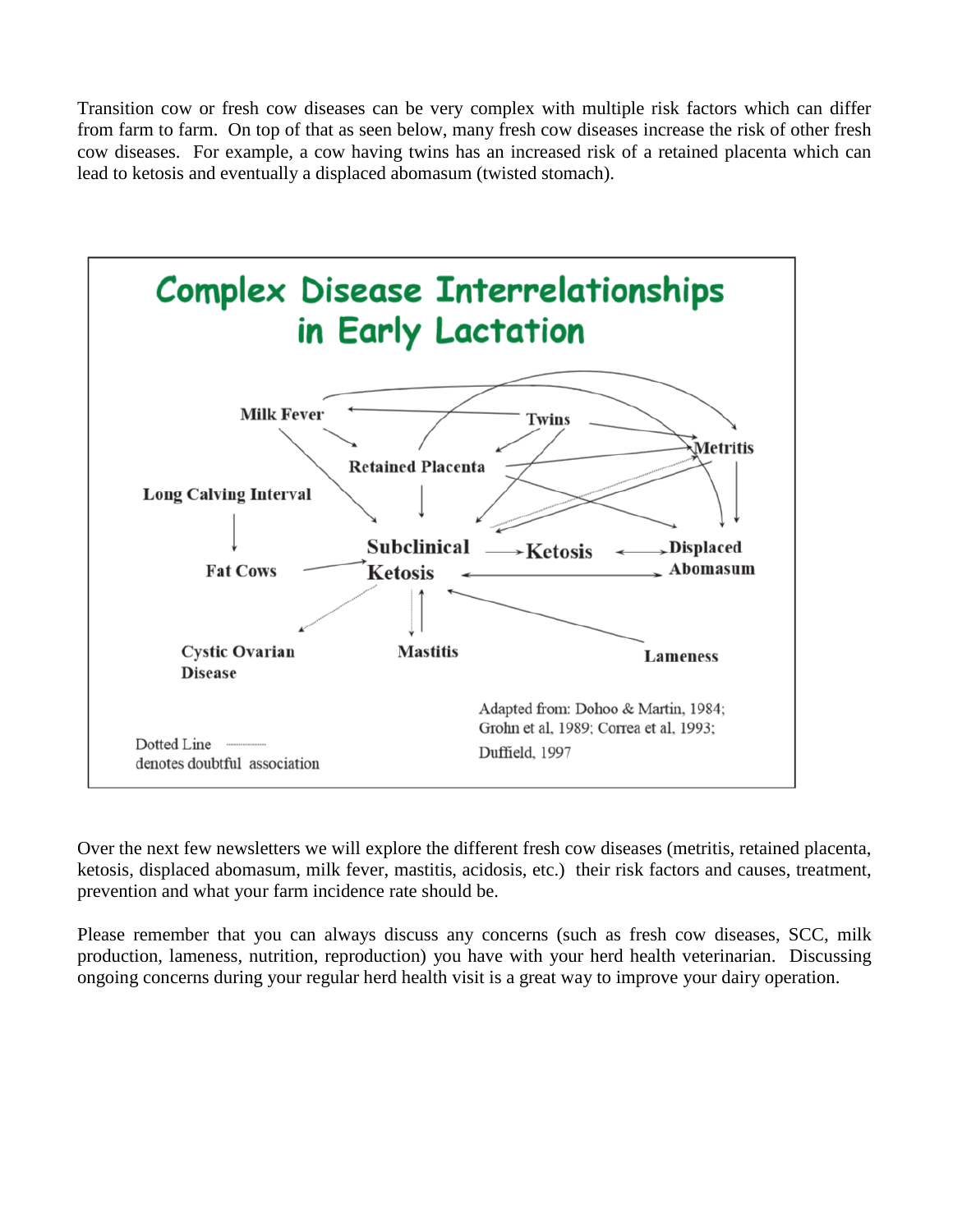Transition cow or fresh cow diseases can be very complex with multiple risk factors which can differ from farm to farm. On top of that as seen below, many fresh cow diseases increase the risk of other fresh cow diseases. For example, a cow having twins has an increased risk of a retained placenta which can lead to ketosis and eventually a displaced abomasum (twisted stomach).

Complex Disease Interrelationships in Early Lactation

Milk Fever

Twins

Metritis

Retained Placenta

Long Calving Interval

Subclinical Ketosis

Ketosis

Displaced Abomasum

Fat Cows

Cystic Ovarian Disease

Mastitis

Lameness

Adapted from: Dohoo & Martin, 1984; Grohn et al, 1989; Correa et al, 1993; Duffield, 1997

Dotted Line denotes doubtful association

Over the next few newsletters we will explore the different fresh cow diseases (metritis, retained placenta, ketosis, displaced abomasum, milk fever, mastitis, acidosis, etc.) their risk factors and causes, treatment, prevention and what your farm incidence rate should be.

Please remember that you can always discuss any concerns (such as fresh cow diseases, SCC, milk production, lameness, nutrition, reproduction) you have with your herd health veterinarian. Discussing ongoing concerns during your regular herd health visit is a great way to improve your dairy operation.